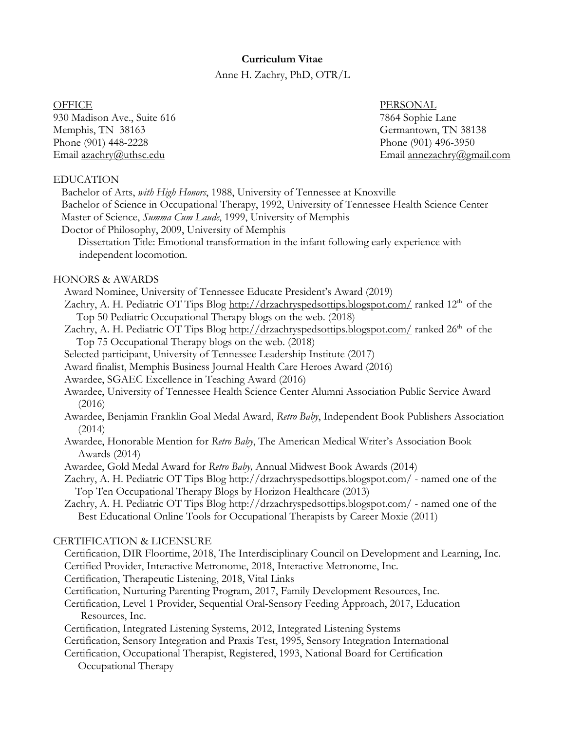**Curriculum Vitae**

Anne H. Zachry, PhD, OTR/L

OFFICE
930 Madison Ave., Suite 616
Memphis, TN 38163
Phone (901) 448-2228
Email azachry@uthsc.edu

PERSONAL
7864 Sophie Lane
Germantown, TN 38138
Phone (901) 496-3950
Email annezachry@gmail.com

EDUCATION

Bachelor of Arts, *with High Honors*, 1988, University of Tennessee at Knoxville
Bachelor of Science in Occupational Therapy, 1992, University of Tennessee Health Science Center
Master of Science, *Summa Cum Laude*, 1999, University of Memphis
Doctor of Philosophy, 2009, University of Memphis
Dissertation Title: Emotional transformation in the infant following early experience with independent locomotion.

HONORS & AWARDS

Award Nominee, University of Tennessee Educate President's Award (2019)
Zachry, A. H. Pediatric OT Tips Blog http://drzachryspedsottips.blogspot.com/ ranked 12th of the Top 50 Pediatric Occupational Therapy blogs on the web. (2018)
Zachry, A. H. Pediatric OT Tips Blog http://drzachryspedsottips.blogspot.com/ ranked 26th of the Top 75 Occupational Therapy blogs on the web. (2018)
Selected participant, University of Tennessee Leadership Institute (2017)
Award finalist, Memphis Business Journal Health Care Heroes Award (2016)
Awardee, SGAEC Excellence in Teaching Award (2016)
Awardee, University of Tennessee Health Science Center Alumni Association Public Service Award (2016)
Awardee, Benjamin Franklin Goal Medal Award, *Retro Baby*, Independent Book Publishers Association (2014)
Awardee, Honorable Mention for *Retro Baby*, The American Medical Writer's Association Book Awards (2014)
Awardee, Gold Medal Award for *Retro Baby,* Annual Midwest Book Awards (2014)
Zachry, A. H. Pediatric OT Tips Blog http://drzachryspedsottips.blogspot.com/ - named one of the Top Ten Occupational Therapy Blogs by Horizon Healthcare (2013)
Zachry, A. H. Pediatric OT Tips Blog http://drzachryspedsottips.blogspot.com/ - named one of the Best Educational Online Tools for Occupational Therapists by Career Moxie (2011)

CERTIFICATION & LICENSURE

Certification, DIR Floortime, 2018, The Interdisciplinary Council on Development and Learning, Inc.
Certified Provider, Interactive Metronome, 2018, Interactive Metronome, Inc.
Certification, Therapeutic Listening, 2018, Vital Links
Certification, Nurturing Parenting Program, 2017, Family Development Resources, Inc.
Certification, Level 1 Provider, Sequential Oral-Sensory Feeding Approach, 2017, Education Resources, Inc.
Certification, Integrated Listening Systems, 2012, Integrated Listening Systems
Certification, Sensory Integration and Praxis Test, 1995, Sensory Integration International
Certification, Occupational Therapist, Registered, 1993, National Board for Certification Occupational Therapy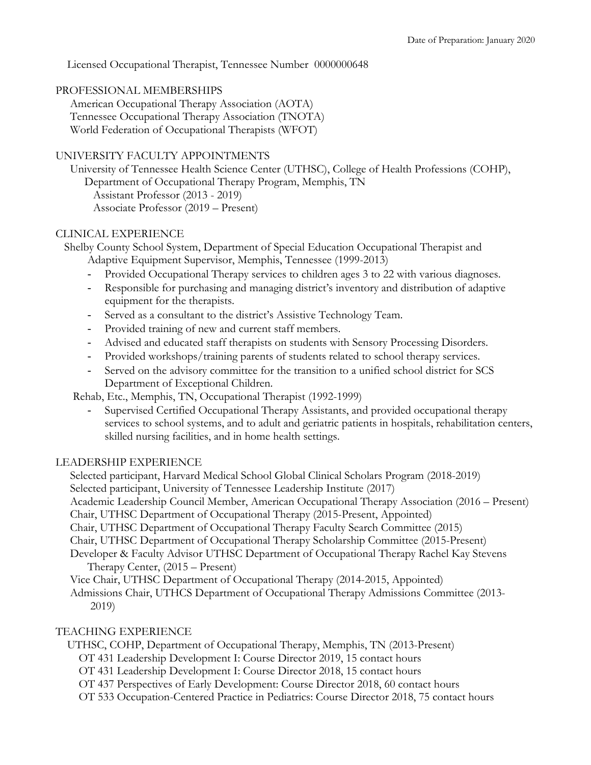Licensed Occupational Therapist, Tennessee Number 0000000648

## PROFESSIONAL MEMBERSHIPS

American Occupational Therapy Association (AOTA)
Tennessee Occupational Therapy Association (TNOTA)
World Federation of Occupational Therapists (WFOT)

## UNIVERSITY FACULTY APPOINTMENTS

University of Tennessee Health Science Center (UTHSC), College of Health Professions (COHP), Department of Occupational Therapy Program, Memphis, TN
- Assistant Professor (2013 - 2019)
- Associate Professor (2019 – Present)

## CLINICAL EXPERIENCE

Shelby County School System, Department of Special Education Occupational Therapist and Adaptive Equipment Supervisor, Memphis, Tennessee (1999-2013)

- Provided Occupational Therapy services to children ages 3 to 22 with various diagnoses.
- Responsible for purchasing and managing district's inventory and distribution of adaptive equipment for the therapists.
- Served as a consultant to the district's Assistive Technology Team.
- Provided training of new and current staff members.
- Advised and educated staff therapists on students with Sensory Processing Disorders.
- Provided workshops/training parents of students related to school therapy services.
- Served on the advisory committee for the transition to a unified school district for SCS Department of Exceptional Children.

Rehab, Etc., Memphis, TN, Occupational Therapist (1992-1999)

- Supervised Certified Occupational Therapy Assistants, and provided occupational therapy services to school systems, and to adult and geriatric patients in hospitals, rehabilitation centers, skilled nursing facilities, and in home health settings.

## LEADERSHIP EXPERIENCE

Selected participant, Harvard Medical School Global Clinical Scholars Program (2018-2019)
Selected participant, University of Tennessee Leadership Institute (2017)
Academic Leadership Council Member, American Occupational Therapy Association (2016 – Present)
Chair, UTHSC Department of Occupational Therapy (2015-Present, Appointed)
Chair, UTHSC Department of Occupational Therapy Faculty Search Committee (2015)
Chair, UTHSC Department of Occupational Therapy Scholarship Committee (2015-Present)
Developer & Faculty Advisor UTHSC Department of Occupational Therapy Rachel Kay Stevens Therapy Center, (2015 – Present)
Vice Chair, UTHSC Department of Occupational Therapy (2014-2015, Appointed)
Admissions Chair, UTHCS Department of Occupational Therapy Admissions Committee (2013-2019)

## TEACHING EXPERIENCE

UTHSC, COHP, Department of Occupational Therapy, Memphis, TN (2013-Present)

- OT 431 Leadership Development I: Course Director 2019, 15 contact hours
- OT 431 Leadership Development I: Course Director 2018, 15 contact hours
- OT 437 Perspectives of Early Development: Course Director 2018, 60 contact hours
- OT 533 Occupation-Centered Practice in Pediatrics: Course Director 2018, 75 contact hours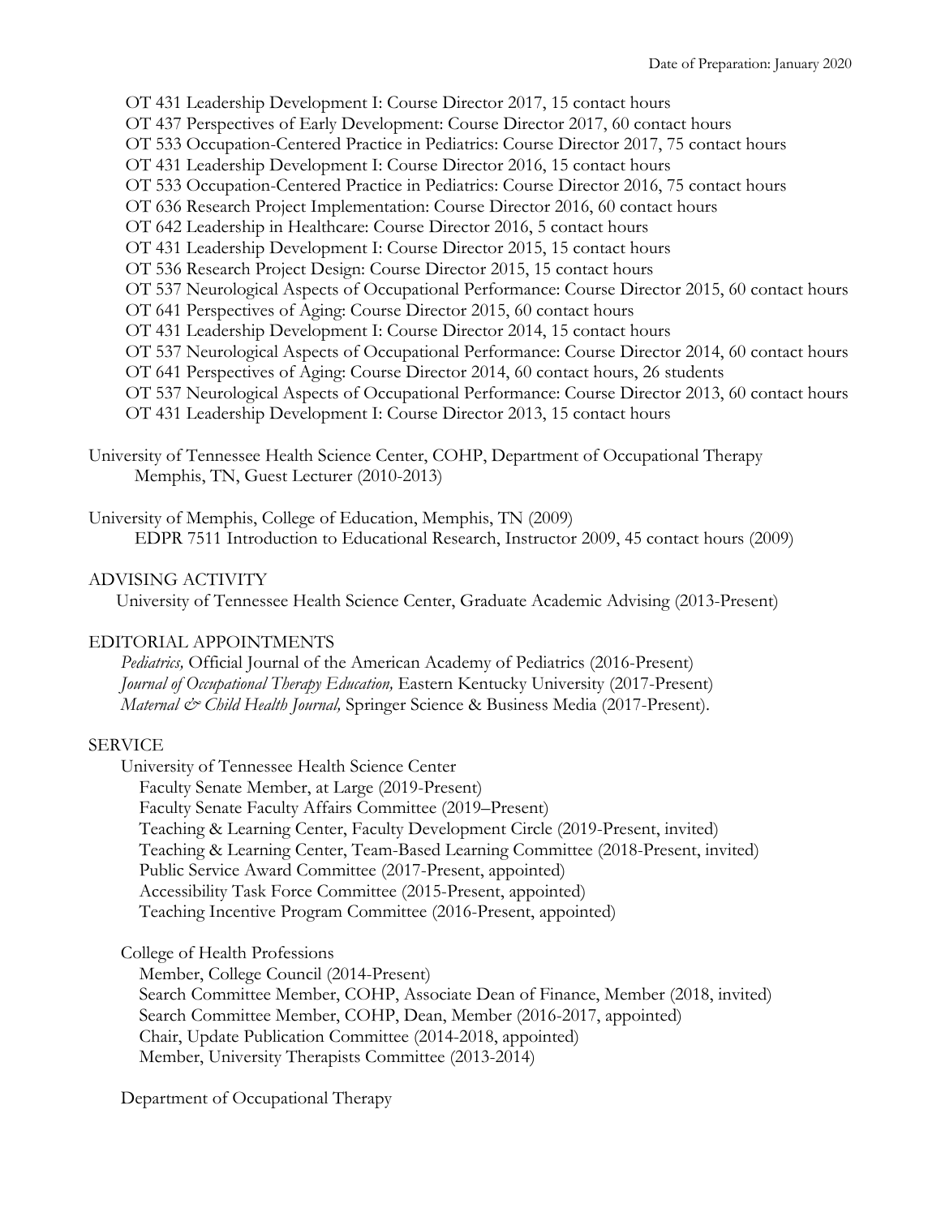OT 431 Leadership Development I: Course Director 2017, 15 contact hours
OT 437 Perspectives of Early Development: Course Director 2017, 60 contact hours
OT 533 Occupation-Centered Practice in Pediatrics: Course Director 2017, 75 contact hours
OT 431 Leadership Development I: Course Director 2016, 15 contact hours
OT 533 Occupation-Centered Practice in Pediatrics: Course Director 2016, 75 contact hours
OT 636 Research Project Implementation: Course Director 2016, 60 contact hours
OT 642 Leadership in Healthcare: Course Director 2016, 5 contact hours
OT 431 Leadership Development I: Course Director 2015, 15 contact hours
OT 536 Research Project Design: Course Director 2015, 15 contact hours
OT 537 Neurological Aspects of Occupational Performance: Course Director 2015, 60 contact hours
OT 641 Perspectives of Aging: Course Director 2015, 60 contact hours
OT 431 Leadership Development I: Course Director 2014, 15 contact hours
OT 537 Neurological Aspects of Occupational Performance: Course Director 2014, 60 contact hours
OT 641 Perspectives of Aging: Course Director 2014, 60 contact hours, 26 students
OT 537 Neurological Aspects of Occupational Performance: Course Director 2013, 60 contact hours
OT 431 Leadership Development I: Course Director 2013, 15 contact hours

University of Tennessee Health Science Center, COHP, Department of Occupational Therapy
Memphis, TN, Guest Lecturer (2010-2013)

University of Memphis, College of Education, Memphis, TN (2009)
EDPR 7511 Introduction to Educational Research, Instructor 2009, 45 contact hours (2009)

## ADVISING ACTIVITY

University of Tennessee Health Science Center, Graduate Academic Advising (2013-Present)

## EDITORIAL APPOINTMENTS

*Pediatrics,* Official Journal of the American Academy of Pediatrics (2016-Present)
*Journal of Occupational Therapy Education,* Eastern Kentucky University (2017-Present)
*Maternal & Child Health Journal,* Springer Science & Business Media (2017-Present).

## SERVICE

University of Tennessee Health Science Center
- Faculty Senate Member, at Large (2019-Present)
- Faculty Senate Faculty Affairs Committee (2019–Present)
- Teaching & Learning Center, Faculty Development Circle (2019-Present, invited)
- Teaching & Learning Center, Team-Based Learning Committee (2018-Present, invited)
- Public Service Award Committee (2017-Present, appointed)
- Accessibility Task Force Committee (2015-Present, appointed)
- Teaching Incentive Program Committee (2016-Present, appointed)

College of Health Professions
- Member, College Council (2014-Present)
- Search Committee Member, COHP, Associate Dean of Finance, Member (2018, invited)
- Search Committee Member, COHP, Dean, Member (2016-2017, appointed)
- Chair, Update Publication Committee (2014-2018, appointed)
- Member, University Therapists Committee (2013-2014)

Department of Occupational Therapy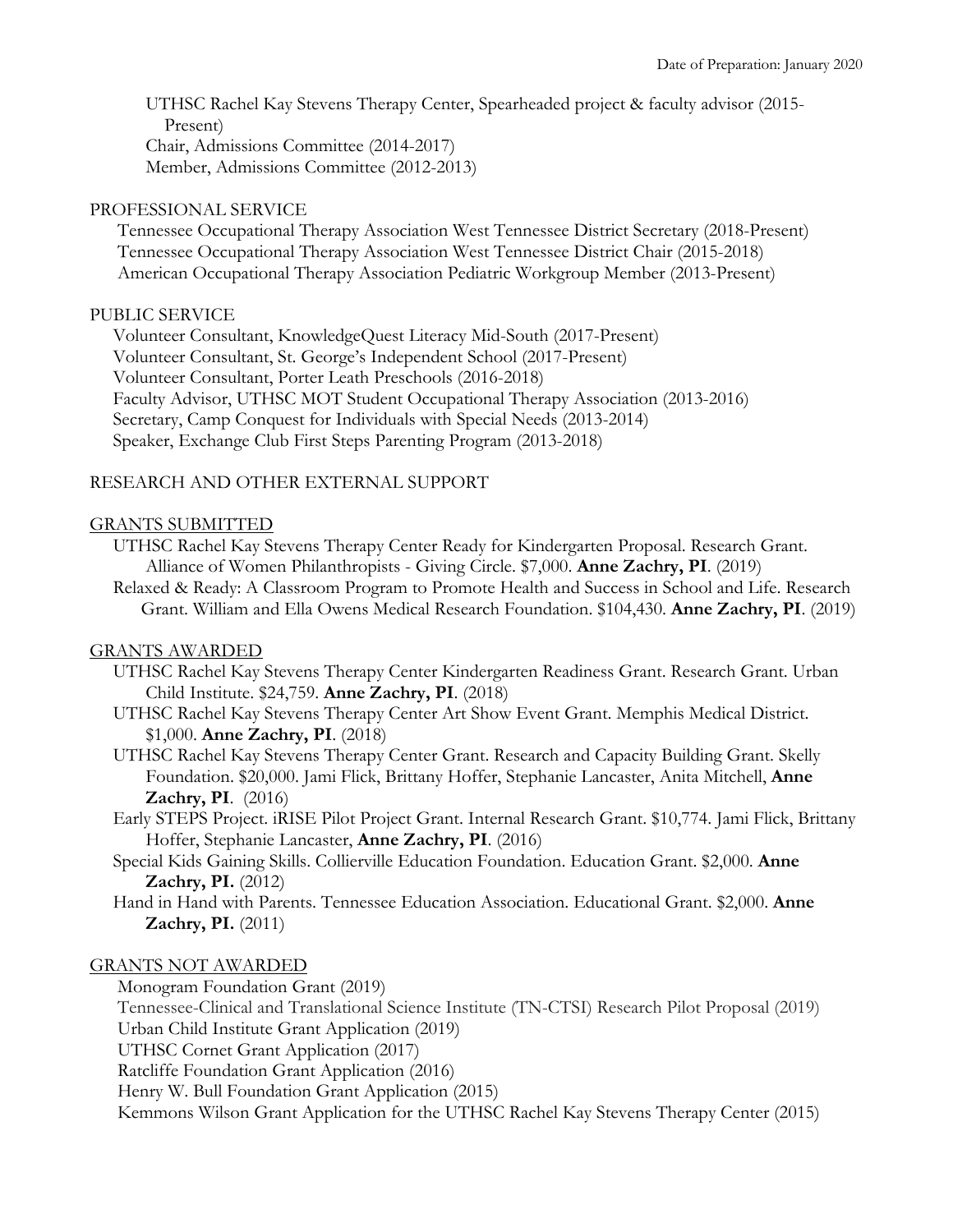UTHSC Rachel Kay Stevens Therapy Center, Spearheaded project & faculty advisor (2015-Present)
Chair, Admissions Committee (2014-2017)
Member, Admissions Committee (2012-2013)

## PROFESSIONAL SERVICE

Tennessee Occupational Therapy Association West Tennessee District Secretary (2018-Present)
Tennessee Occupational Therapy Association West Tennessee District Chair (2015-2018)
American Occupational Therapy Association Pediatric Workgroup Member (2013-Present)

## PUBLIC SERVICE

Volunteer Consultant, KnowledgeQuest Literacy Mid-South (2017-Present)
Volunteer Consultant, St. George's Independent School (2017-Present)
Volunteer Consultant, Porter Leath Preschools (2016-2018)
Faculty Advisor, UTHSC MOT Student Occupational Therapy Association (2013-2016)
Secretary, Camp Conquest for Individuals with Special Needs (2013-2014)
Speaker, Exchange Club First Steps Parenting Program (2013-2018)

## RESEARCH AND OTHER EXTERNAL SUPPORT

### GRANTS SUBMITTED

UTHSC Rachel Kay Stevens Therapy Center Ready for Kindergarten Proposal. Research Grant. Alliance of Women Philanthropists - Giving Circle. $7,000. **Anne Zachry, PI**. (2019)

Relaxed & Ready: A Classroom Program to Promote Health and Success in School and Life. Research Grant. William and Ella Owens Medical Research Foundation. $104,430. **Anne Zachry, PI**. (2019)

### GRANTS AWARDED

UTHSC Rachel Kay Stevens Therapy Center Kindergarten Readiness Grant. Research Grant. Urban Child Institute. $24,759. **Anne Zachry, PI**. (2018)

UTHSC Rachel Kay Stevens Therapy Center Art Show Event Grant. Memphis Medical District. $1,000. **Anne Zachry, PI**. (2018)

UTHSC Rachel Kay Stevens Therapy Center Grant. Research and Capacity Building Grant. Skelly Foundation. $20,000. Jami Flick, Brittany Hoffer, Stephanie Lancaster, Anita Mitchell, **Anne Zachry, PI**. (2016)

Early STEPS Project. iRISE Pilot Project Grant. Internal Research Grant. $10,774. Jami Flick, Brittany Hoffer, Stephanie Lancaster, **Anne Zachry, PI**. (2016)

Special Kids Gaining Skills. Collierville Education Foundation. Education Grant. $2,000. **Anne Zachry, PI.** (2012)

Hand in Hand with Parents. Tennessee Education Association. Educational Grant. $2,000. **Anne Zachry, PI.** (2011)

### GRANTS NOT AWARDED

Monogram Foundation Grant (2019)
Tennessee-Clinical and Translational Science Institute (TN-CTSI) Research Pilot Proposal (2019)
Urban Child Institute Grant Application (2019)
UTHSC Cornet Grant Application (2017)
Ratcliffe Foundation Grant Application (2016)
Henry W. Bull Foundation Grant Application (2015)
Kemmons Wilson Grant Application for the UTHSC Rachel Kay Stevens Therapy Center (2015)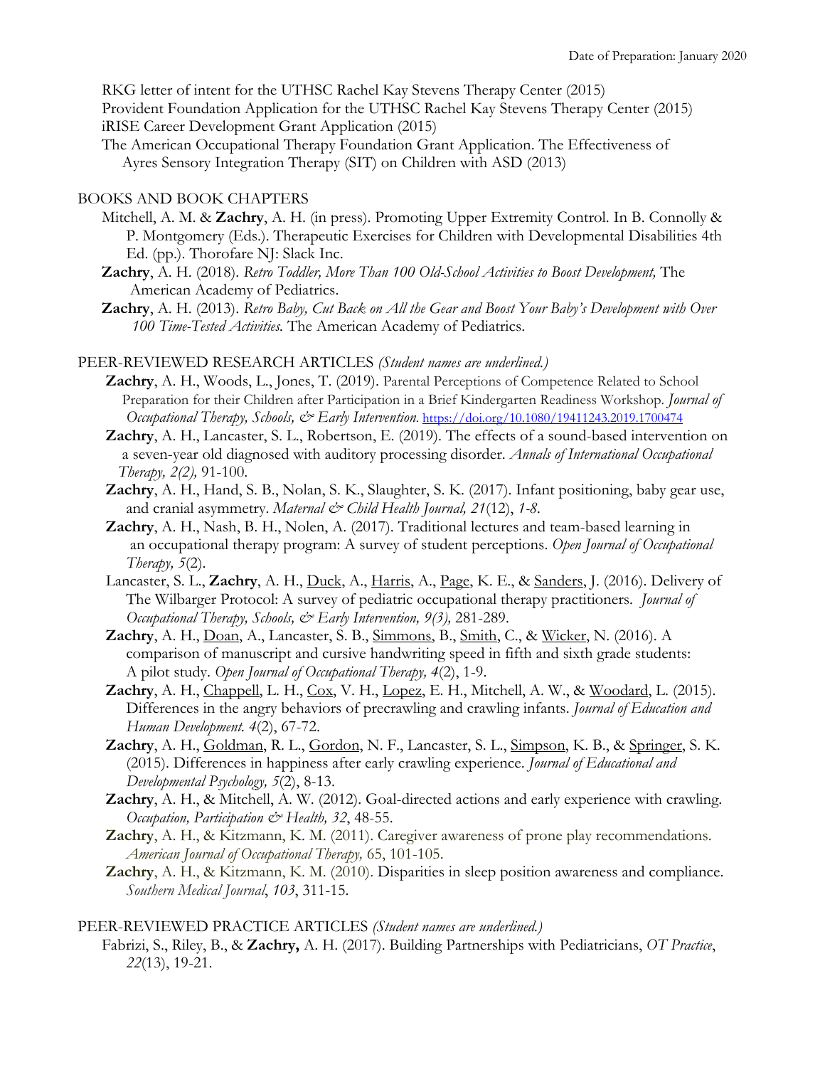RKG letter of intent for the UTHSC Rachel Kay Stevens Therapy Center (2015)
Provident Foundation Application for the UTHSC Rachel Kay Stevens Therapy Center (2015)
iRISE Career Development Grant Application (2015)
The American Occupational Therapy Foundation Grant Application. The Effectiveness of Ayres Sensory Integration Therapy (SIT) on Children with ASD (2013)

## BOOKS AND BOOK CHAPTERS

Mitchell, A. M. & **Zachry**, A. H. (in press). Promoting Upper Extremity Control. In B. Connolly & P. Montgomery (Eds.). Therapeutic Exercises for Children with Developmental Disabilities 4th Ed. (pp.). Thorofare NJ: Slack Inc.

**Zachry**, A. H. (2018). *Retro Toddler, More Than 100 Old-School Activities to Boost Development,* The American Academy of Pediatrics.

**Zachry**, A. H. (2013). *Retro Baby, Cut Back on All the Gear and Boost Your Baby's Development with Over 100 Time-Tested Activities.* The American Academy of Pediatrics.

## PEER-REVIEWED RESEARCH ARTICLES *(Student names are underlined.)*

**Zachry**, A. H., Woods, L., Jones, T. (2019). Parental Perceptions of Competence Related to School Preparation for their Children after Participation in a Brief Kindergarten Readiness Workshop. *Journal of Occupational Therapy, Schools, & Early Intervention.* https://doi.org/10.1080/19411243.2019.1700474

**Zachry**, A. H., Lancaster, S. L., Robertson, E. (2019). The effects of a sound-based intervention on a seven-year old diagnosed with auditory processing disorder. *Annals of International Occupational Therapy, 2(2),* 91-100.

**Zachry**, A. H., Hand, S. B., Nolan, S. K., Slaughter, S. K. (2017). Infant positioning, baby gear use, and cranial asymmetry. *Maternal & Child Health Journal, 21*(12), *1-8*.

**Zachry**, A. H., Nash, B. H., Nolen, A. (2017). Traditional lectures and team-based learning in an occupational therapy program: A survey of student perceptions. *Open Journal of Occupational Therapy, 5*(2).

Lancaster, S. L., **Zachry**, A. H., <u>Duck</u>, A., <u>Harris</u>, A., <u>Page</u>, K. E., & <u>Sanders</u>, J. (2016). Delivery of The Wilbarger Protocol: A survey of pediatric occupational therapy practitioners. *Journal of Occupational Therapy, Schools, & Early Intervention, 9(3),* 281-289.

**Zachry**, A. H., <u>Doan</u>, A., Lancaster, S. B., <u>Simmons</u>, B., <u>Smith</u>, C., & <u>Wicker</u>, N. (2016). A comparison of manuscript and cursive handwriting speed in fifth and sixth grade students: A pilot study. *Open Journal of Occupational Therapy, 4*(2), 1-9.

**Zachry**, A. H., <u>Chappell</u>, L. H., <u>Cox</u>, V. H., <u>Lopez</u>, E. H., Mitchell, A. W., & <u>Woodard</u>, L. (2015). Differences in the angry behaviors of precrawling and crawling infants. *Journal of Education and Human Development. 4*(2), 67-72.

**Zachry**, A. H., <u>Goldman</u>, R. L., <u>Gordon</u>, N. F., Lancaster, S. L., <u>Simpson</u>, K. B., & <u>Springer</u>, S. K. (2015). Differences in happiness after early crawling experience. *Journal of Educational and Developmental Psychology, 5*(2), 8-13.

**Zachry**, A. H., & Mitchell, A. W. (2012). Goal-directed actions and early experience with crawling. *Occupation, Participation & Health, 32*, 48-55.

**Zachry**, A. H., & Kitzmann, K. M. (2011). Caregiver awareness of prone play recommendations. *American Journal of Occupational Therapy,* 65, 101-105.

**Zachry**, A. H., & Kitzmann, K. M. (2010). Disparities in sleep position awareness and compliance. *Southern Medical Journal*, *103*, 311-15.

## PEER-REVIEWED PRACTICE ARTICLES *(Student names are underlined.)*

Fabrizi, S., Riley, B., & **Zachry,** A. H. (2017). Building Partnerships with Pediatricians, *OT Practice*, *22*(13), 19-21.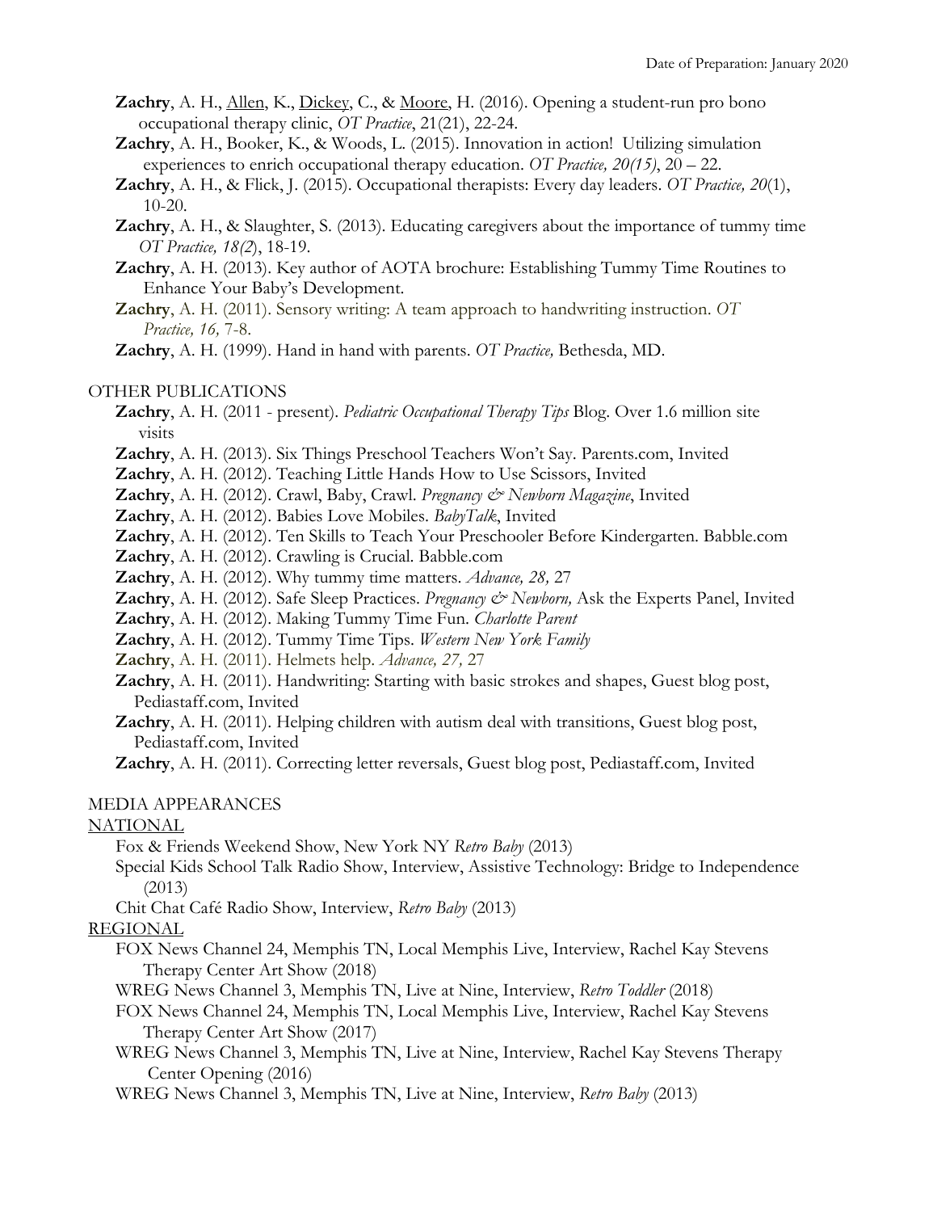**Zachry**, A. H., Allen, K., Dickey, C., & Moore, H. (2016). Opening a student-run pro bono occupational therapy clinic, *OT Practice*, 21(21), 22-24.

**Zachry**, A. H., Booker, K., & Woods, L. (2015). Innovation in action! Utilizing simulation experiences to enrich occupational therapy education. *OT Practice, 20(15)*, 20 – 22.

**Zachry**, A. H., & Flick, J. (2015). Occupational therapists: Every day leaders. *OT Practice, 20*(1), 10-20.

**Zachry**, A. H., & Slaughter, S. (2013). Educating caregivers about the importance of tummy time *OT Practice, 18(2*), 18-19.

**Zachry**, A. H. (2013). Key author of AOTA brochure: Establishing Tummy Time Routines to Enhance Your Baby's Development.

**Zachry**, A. H. (2011). Sensory writing: A team approach to handwriting instruction. *OT Practice, 16,* 7-8.

**Zachry**, A. H. (1999). Hand in hand with parents. *OT Practice,* Bethesda, MD.

## OTHER PUBLICATIONS

**Zachry**, A. H. (2011 - present). *Pediatric Occupational Therapy Tips* Blog. Over 1.6 million site visits

**Zachry**, A. H. (2013). Six Things Preschool Teachers Won't Say. Parents.com, Invited

**Zachry**, A. H. (2012). Teaching Little Hands How to Use Scissors, Invited

**Zachry**, A. H. (2012). Crawl, Baby, Crawl. *Pregnancy & Newborn Magazine*, Invited

**Zachry**, A. H. (2012). Babies Love Mobiles. *BabyTalk*, Invited

**Zachry**, A. H. (2012). Ten Skills to Teach Your Preschooler Before Kindergarten. Babble.com

**Zachry**, A. H. (2012). Crawling is Crucial. Babble.com

**Zachry**, A. H. (2012). Why tummy time matters. *Advance, 28,* 27

**Zachry**, A. H. (2012). Safe Sleep Practices. *Pregnancy & Newborn,* Ask the Experts Panel, Invited

**Zachry**, A. H. (2012). Making Tummy Time Fun. *Charlotte Parent*

**Zachry**, A. H. (2012). Tummy Time Tips. *Western New York Family*

**Zachry**, A. H. (2011). Helmets help. *Advance, 27,* 27

**Zachry**, A. H. (2011). Handwriting: Starting with basic strokes and shapes, Guest blog post, Pediastaff.com, Invited

**Zachry**, A. H. (2011). Helping children with autism deal with transitions, Guest blog post, Pediastaff.com, Invited

**Zachry**, A. H. (2011). Correcting letter reversals, Guest blog post, Pediastaff.com, Invited

## MEDIA APPEARANCES

### NATIONAL

Fox & Friends Weekend Show, New York NY *Retro Baby* (2013)

Special Kids School Talk Radio Show, Interview, Assistive Technology: Bridge to Independence (2013)

Chit Chat Café Radio Show, Interview, *Retro Baby* (2013)

### REGIONAL

FOX News Channel 24, Memphis TN, Local Memphis Live, Interview, Rachel Kay Stevens Therapy Center Art Show (2018)

WREG News Channel 3, Memphis TN, Live at Nine, Interview, *Retro Toddler* (2018)

FOX News Channel 24, Memphis TN, Local Memphis Live, Interview, Rachel Kay Stevens Therapy Center Art Show (2017)

WREG News Channel 3, Memphis TN, Live at Nine, Interview, Rachel Kay Stevens Therapy Center Opening (2016)

WREG News Channel 3, Memphis TN, Live at Nine, Interview, *Retro Baby* (2013)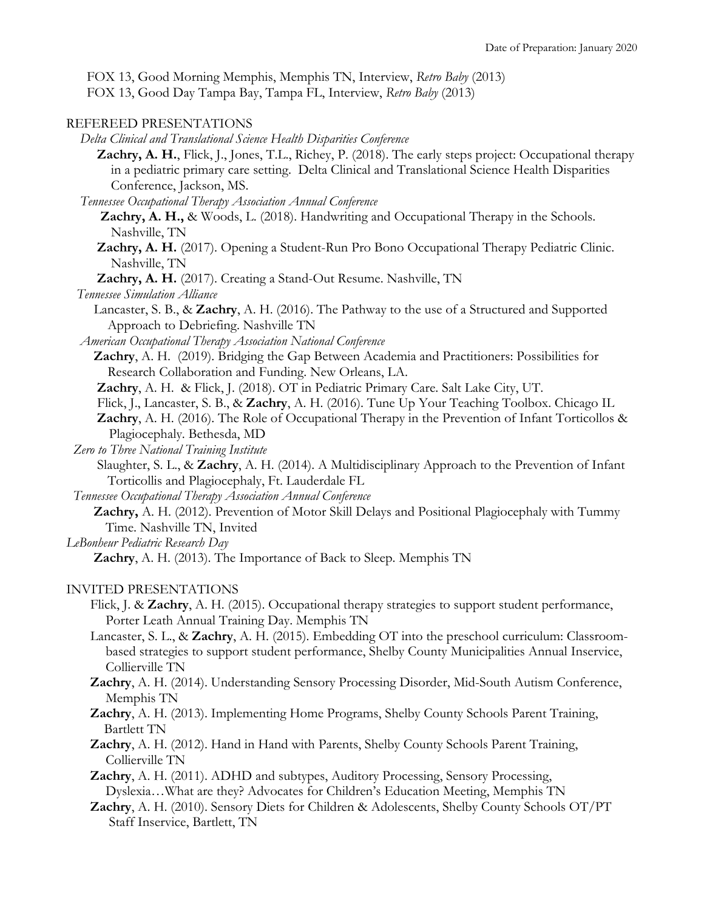FOX 13, Good Morning Memphis, Memphis TN, Interview, *Retro Baby* (2013)
FOX 13, Good Day Tampa Bay, Tampa FL, Interview, *Retro Baby* (2013)

## REFEREED PRESENTATIONS

*Delta Clinical and Translational Science Health Disparities Conference*

**Zachry, A. H.**, Flick, J., Jones, T.L., Richey, P. (2018). The early steps project: Occupational therapy in a pediatric primary care setting. Delta Clinical and Translational Science Health Disparities Conference, Jackson, MS.

*Tennessee Occupational Therapy Association Annual Conference*

**Zachry, A. H.,** & Woods, L. (2018). Handwriting and Occupational Therapy in the Schools. Nashville, TN

**Zachry, A. H.** (2017). Opening a Student-Run Pro Bono Occupational Therapy Pediatric Clinic. Nashville, TN

**Zachry, A. H.** (2017). Creating a Stand-Out Resume. Nashville, TN

*Tennessee Simulation Alliance*

Lancaster, S. B., & **Zachry**, A. H. (2016). The Pathway to the use of a Structured and Supported Approach to Debriefing. Nashville TN

*American Occupational Therapy Association National Conference*

**Zachry**, A. H. (2019). Bridging the Gap Between Academia and Practitioners: Possibilities for Research Collaboration and Funding. New Orleans, LA.

**Zachry**, A. H. & Flick, J. (2018). OT in Pediatric Primary Care. Salt Lake City, UT.

Flick, J., Lancaster, S. B., & **Zachry**, A. H. (2016). Tune Up Your Teaching Toolbox. Chicago IL

**Zachry**, A. H. (2016). The Role of Occupational Therapy in the Prevention of Infant Torticollos & Plagiocephaly. Bethesda, MD

*Zero to Three National Training Institute*

Slaughter, S. L., & **Zachry**, A. H. (2014). A Multidisciplinary Approach to the Prevention of Infant Torticollis and Plagiocephaly, Ft. Lauderdale FL

*Tennessee Occupational Therapy Association Annual Conference*

**Zachry,** A. H. (2012). Prevention of Motor Skill Delays and Positional Plagiocephaly with Tummy Time. Nashville TN, Invited

*LeBonheur Pediatric Research Day*

**Zachry**, A. H. (2013). The Importance of Back to Sleep. Memphis TN

## INVITED PRESENTATIONS

Flick, J. & **Zachry**, A. H. (2015). Occupational therapy strategies to support student performance, Porter Leath Annual Training Day. Memphis TN

Lancaster, S. L., & **Zachry**, A. H. (2015). Embedding OT into the preschool curriculum: Classroom-based strategies to support student performance, Shelby County Municipalities Annual Inservice, Collierville TN

**Zachry**, A. H. (2014). Understanding Sensory Processing Disorder, Mid-South Autism Conference, Memphis TN

**Zachry**, A. H. (2013). Implementing Home Programs, Shelby County Schools Parent Training, Bartlett TN

**Zachry**, A. H. (2012). Hand in Hand with Parents, Shelby County Schools Parent Training, Collierville TN

**Zachry**, A. H. (2011). ADHD and subtypes, Auditory Processing, Sensory Processing, Dyslexia…What are they? Advocates for Children's Education Meeting, Memphis TN

**Zachry**, A. H. (2010). Sensory Diets for Children & Adolescents, Shelby County Schools OT/PT Staff Inservice, Bartlett, TN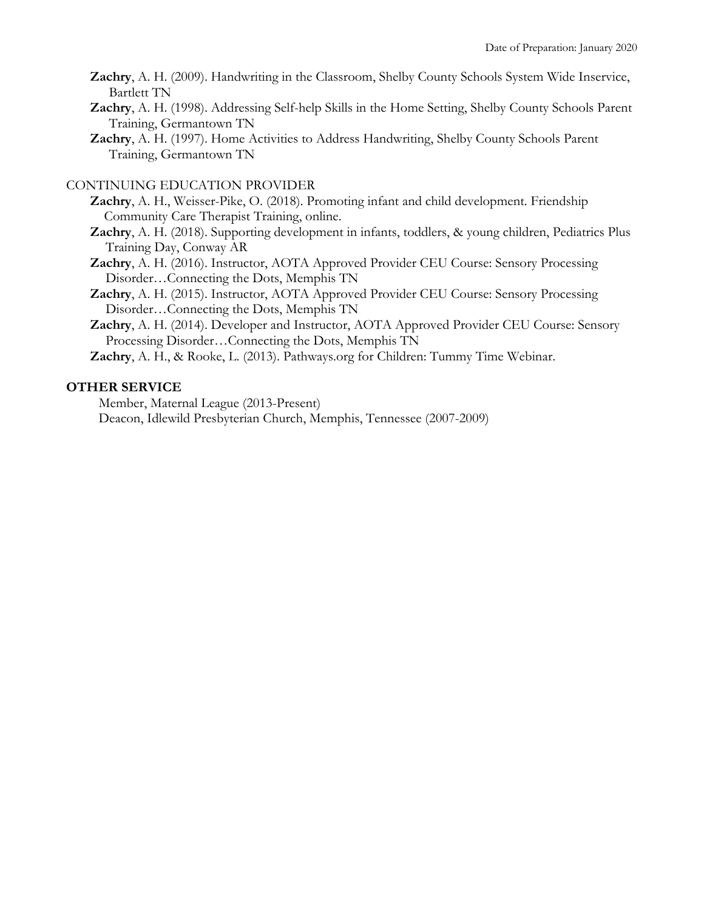**Zachry**, A. H. (2009). Handwriting in the Classroom, Shelby County Schools System Wide Inservice, Bartlett TN

**Zachry**, A. H. (1998). Addressing Self-help Skills in the Home Setting, Shelby County Schools Parent Training, Germantown TN

**Zachry**, A. H. (1997). Home Activities to Address Handwriting, Shelby County Schools Parent Training, Germantown TN

CONTINUING EDUCATION PROVIDER

**Zachry**, A. H., Weisser-Pike, O. (2018). Promoting infant and child development. Friendship Community Care Therapist Training, online.

**Zachry**, A. H. (2018). Supporting development in infants, toddlers, & young children, Pediatrics Plus Training Day, Conway AR

**Zachry**, A. H. (2016). Instructor, AOTA Approved Provider CEU Course: Sensory Processing Disorder…Connecting the Dots, Memphis TN

**Zachry**, A. H. (2015). Instructor, AOTA Approved Provider CEU Course: Sensory Processing Disorder…Connecting the Dots, Memphis TN

**Zachry**, A. H. (2014). Developer and Instructor, AOTA Approved Provider CEU Course: Sensory Processing Disorder…Connecting the Dots, Memphis TN

**Zachry**, A. H., & Rooke, L. (2013). Pathways.org for Children: Tummy Time Webinar.

**OTHER SERVICE**

Member, Maternal League (2013-Present)

Deacon, Idlewild Presbyterian Church, Memphis, Tennessee (2007-2009)